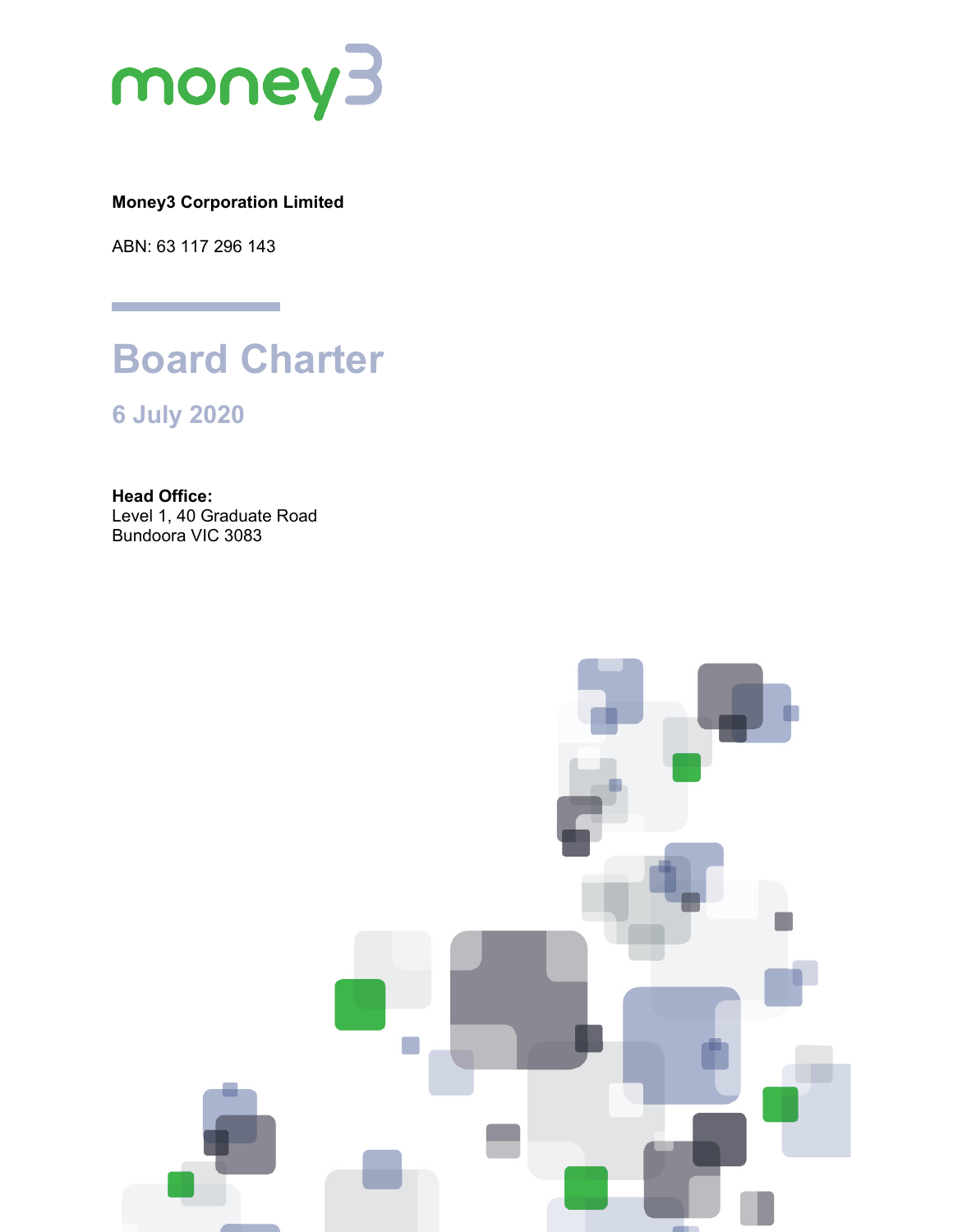money3

**Money3 Corporation Limited**

ABN: 63 117 296 143

# Board Charter

## 6 July 2020

**Head Office:**
Level 1, 40 Graduate Road
Bundoora VIC 3083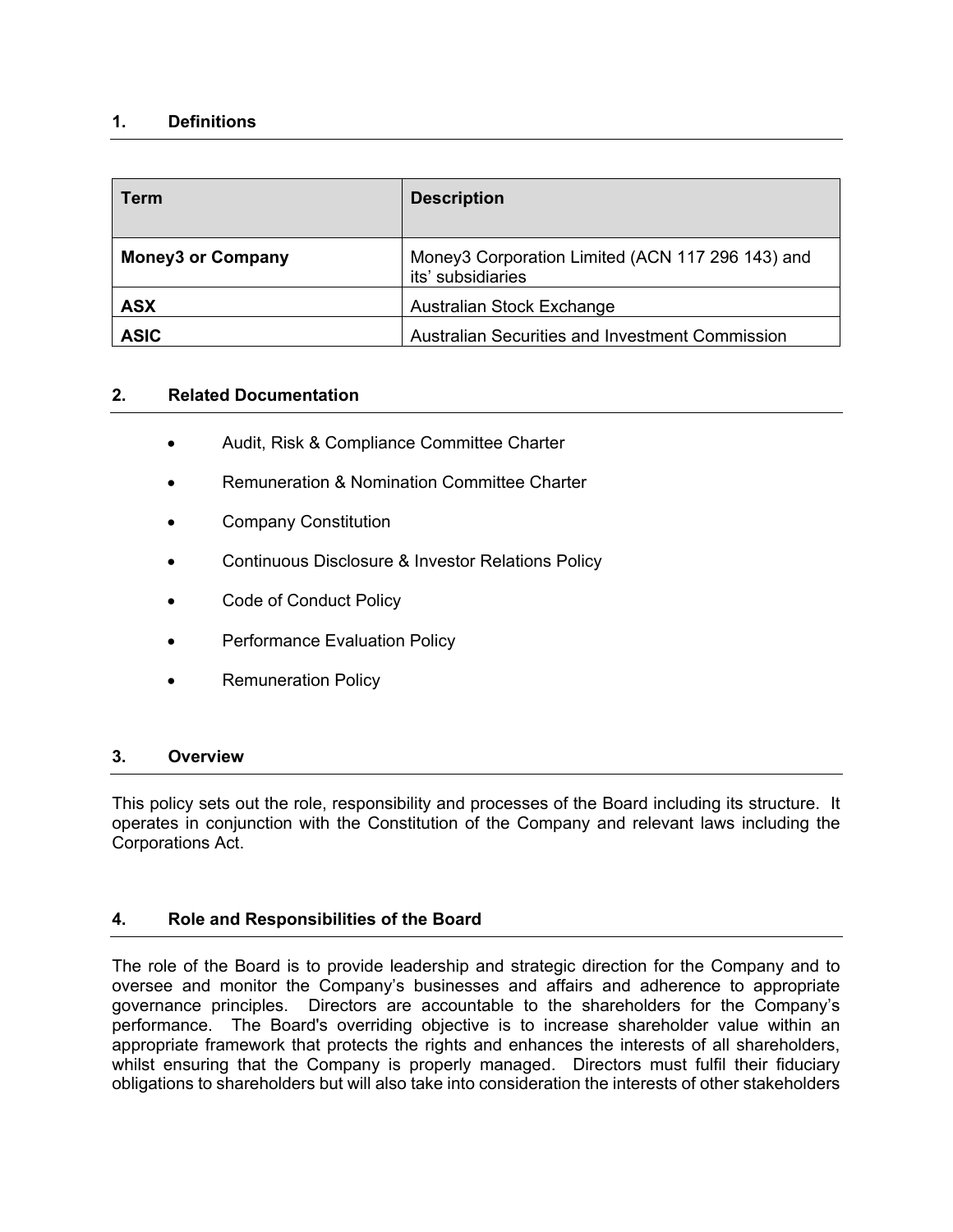## 1. Definitions

| Term | Description |
|---|---|
| **Money3 or Company** | Money3 Corporation Limited (ACN 117 296 143) and its' subsidiaries |
| **ASX** | Australian Stock Exchange |
| **ASIC** | Australian Securities and Investment Commission |

## 2. Related Documentation

- Audit, Risk & Compliance Committee Charter
- Remuneration & Nomination Committee Charter
- Company Constitution
- Continuous Disclosure & Investor Relations Policy
- Code of Conduct Policy
- Performance Evaluation Policy
- Remuneration Policy

## 3. Overview

This policy sets out the role, responsibility and processes of the Board including its structure. It operates in conjunction with the Constitution of the Company and relevant laws including the Corporations Act.

## 4. Role and Responsibilities of the Board

The role of the Board is to provide leadership and strategic direction for the Company and to oversee and monitor the Company's businesses and affairs and adherence to appropriate governance principles. Directors are accountable to the shareholders for the Company's performance. The Board's overriding objective is to increase shareholder value within an appropriate framework that protects the rights and enhances the interests of all shareholders, whilst ensuring that the Company is properly managed. Directors must fulfil their fiduciary obligations to shareholders but will also take into consideration the interests of other stakeholders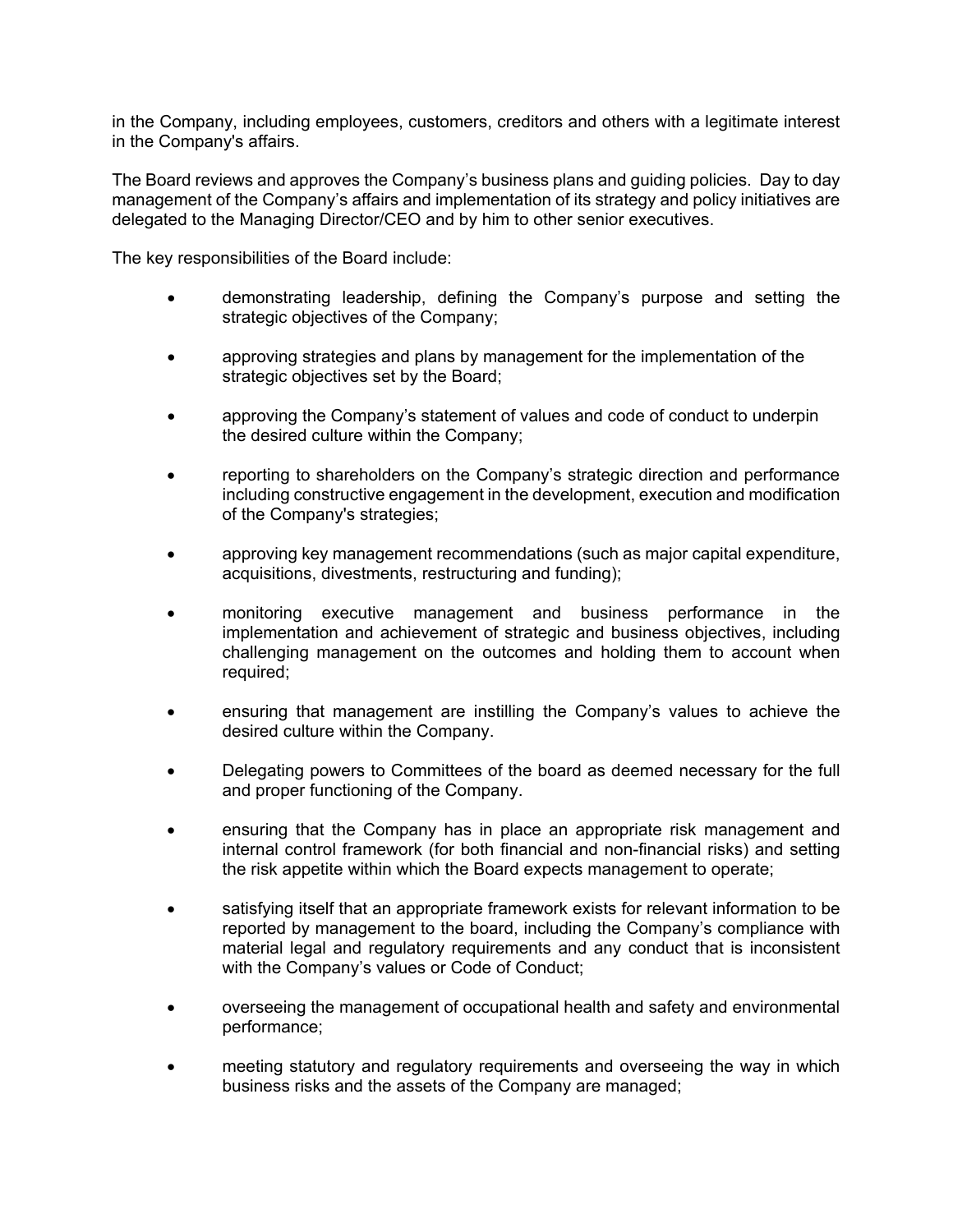in the Company, including employees, customers, creditors and others with a legitimate interest in the Company's affairs.

The Board reviews and approves the Company's business plans and guiding policies. Day to day management of the Company's affairs and implementation of its strategy and policy initiatives are delegated to the Managing Director/CEO and by him to other senior executives.

The key responsibilities of the Board include:

- demonstrating leadership, defining the Company's purpose and setting the strategic objectives of the Company;
- approving strategies and plans by management for the implementation of the strategic objectives set by the Board;
- approving the Company's statement of values and code of conduct to underpin the desired culture within the Company;
- reporting to shareholders on the Company's strategic direction and performance including constructive engagement in the development, execution and modification of the Company's strategies;
- approving key management recommendations (such as major capital expenditure, acquisitions, divestments, restructuring and funding);
- monitoring executive management and business performance in the implementation and achievement of strategic and business objectives, including challenging management on the outcomes and holding them to account when required;
- ensuring that management are instilling the Company's values to achieve the desired culture within the Company.
- Delegating powers to Committees of the board as deemed necessary for the full and proper functioning of the Company.
- ensuring that the Company has in place an appropriate risk management and internal control framework (for both financial and non-financial risks) and setting the risk appetite within which the Board expects management to operate;
- satisfying itself that an appropriate framework exists for relevant information to be reported by management to the board, including the Company's compliance with material legal and regulatory requirements and any conduct that is inconsistent with the Company's values or Code of Conduct;
- overseeing the management of occupational health and safety and environmental performance;
- meeting statutory and regulatory requirements and overseeing the way in which business risks and the assets of the Company are managed;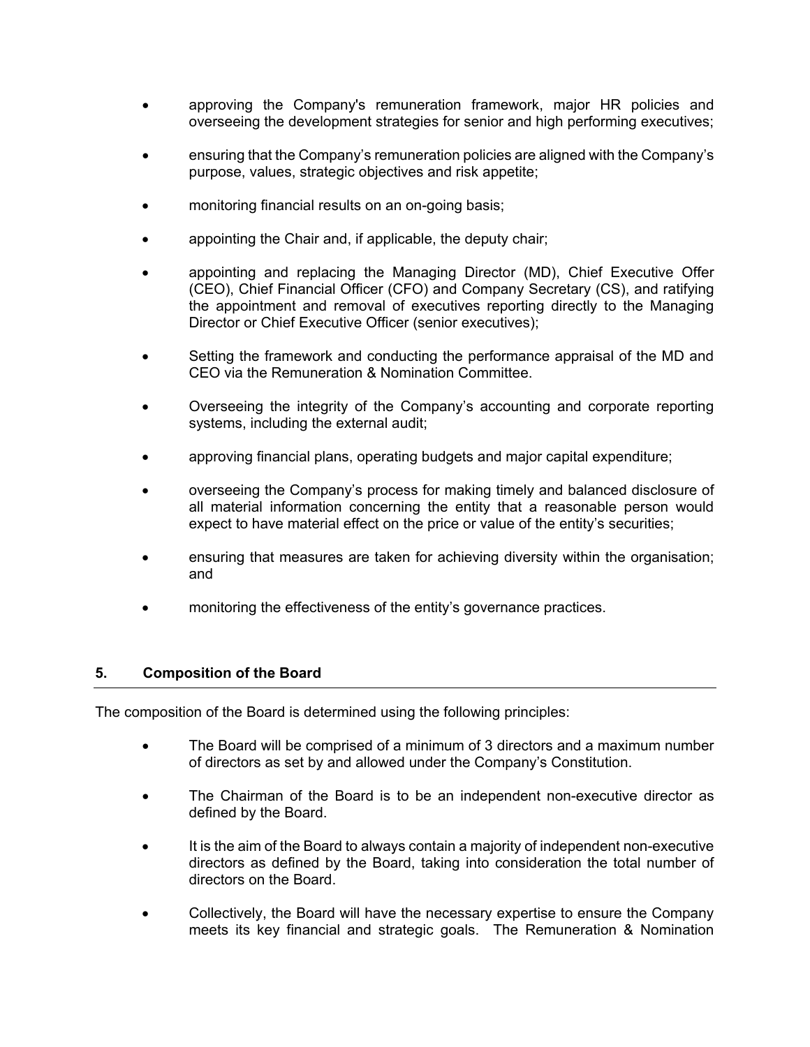- approving the Company's remuneration framework, major HR policies and overseeing the development strategies for senior and high performing executives;
- ensuring that the Company's remuneration policies are aligned with the Company's purpose, values, strategic objectives and risk appetite;
- monitoring financial results on an on-going basis;
- appointing the Chair and, if applicable, the deputy chair;
- appointing and replacing the Managing Director (MD), Chief Executive Offer (CEO), Chief Financial Officer (CFO) and Company Secretary (CS), and ratifying the appointment and removal of executives reporting directly to the Managing Director or Chief Executive Officer (senior executives);
- Setting the framework and conducting the performance appraisal of the MD and CEO via the Remuneration & Nomination Committee.
- Overseeing the integrity of the Company's accounting and corporate reporting systems, including the external audit;
- approving financial plans, operating budgets and major capital expenditure;
- overseeing the Company's process for making timely and balanced disclosure of all material information concerning the entity that a reasonable person would expect to have material effect on the price or value of the entity's securities;
- ensuring that measures are taken for achieving diversity within the organisation; and
- monitoring the effectiveness of the entity's governance practices.

## 5. Composition of the Board

The composition of the Board is determined using the following principles:

- The Board will be comprised of a minimum of 3 directors and a maximum number of directors as set by and allowed under the Company's Constitution.
- The Chairman of the Board is to be an independent non-executive director as defined by the Board.
- It is the aim of the Board to always contain a majority of independent non-executive directors as defined by the Board, taking into consideration the total number of directors on the Board.
- Collectively, the Board will have the necessary expertise to ensure the Company meets its key financial and strategic goals. The Remuneration & Nomination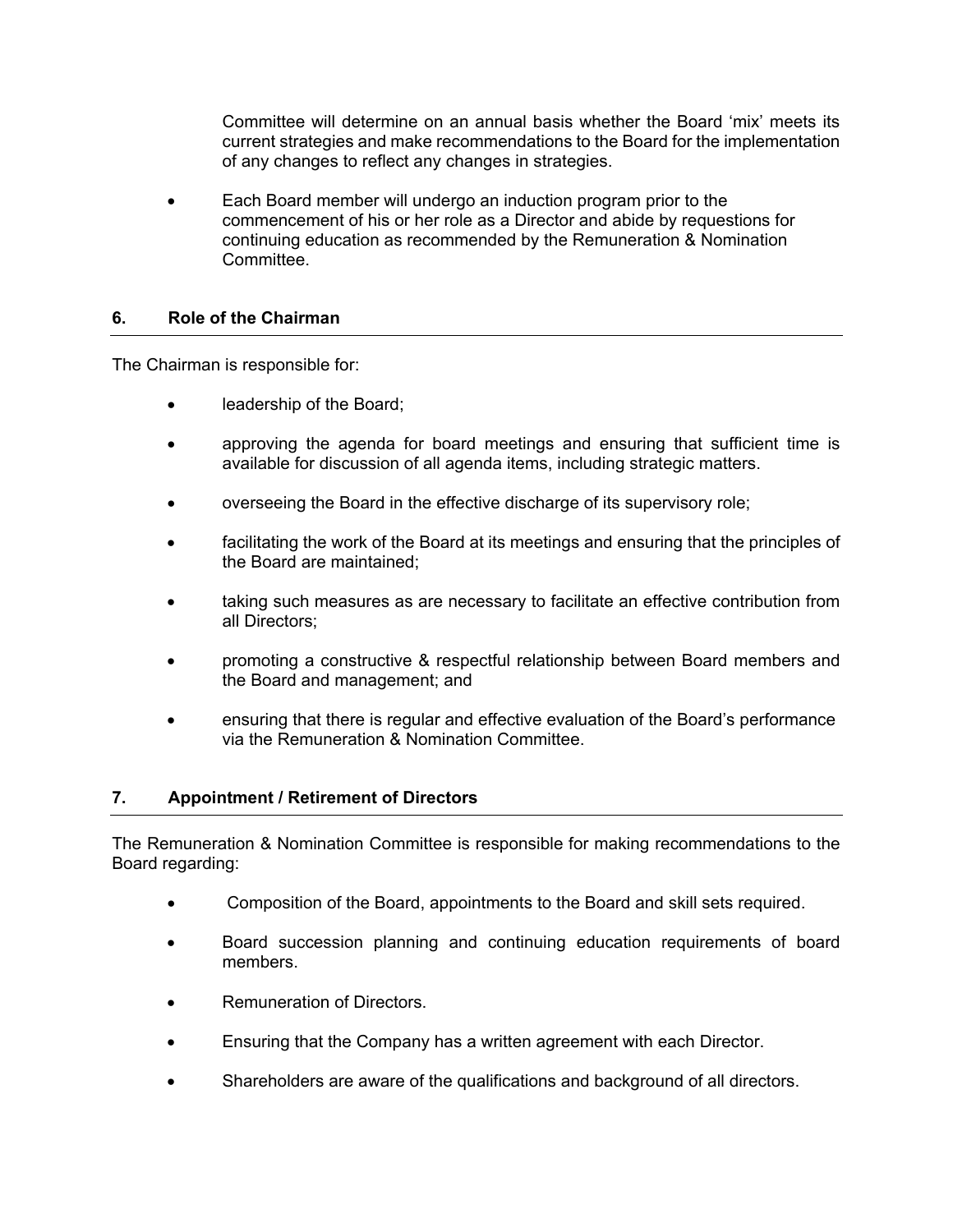Committee will determine on an annual basis whether the Board 'mix' meets its current strategies and make recommendations to the Board for the implementation of any changes to reflect any changes in strategies.

- Each Board member will undergo an induction program prior to the commencement of his or her role as a Director and abide by requestions for continuing education as recommended by the Remuneration & Nomination Committee.

## 6. Role of the Chairman

The Chairman is responsible for:

- leadership of the Board;
- approving the agenda for board meetings and ensuring that sufficient time is available for discussion of all agenda items, including strategic matters.
- overseeing the Board in the effective discharge of its supervisory role;
- facilitating the work of the Board at its meetings and ensuring that the principles of the Board are maintained;
- taking such measures as are necessary to facilitate an effective contribution from all Directors;
- promoting a constructive & respectful relationship between Board members and the Board and management; and
- ensuring that there is regular and effective evaluation of the Board's performance via the Remuneration & Nomination Committee.

## 7. Appointment / Retirement of Directors

The Remuneration & Nomination Committee is responsible for making recommendations to the Board regarding:

- Composition of the Board, appointments to the Board and skill sets required.
- Board succession planning and continuing education requirements of board members.
- Remuneration of Directors.
- Ensuring that the Company has a written agreement with each Director.
- Shareholders are aware of the qualifications and background of all directors.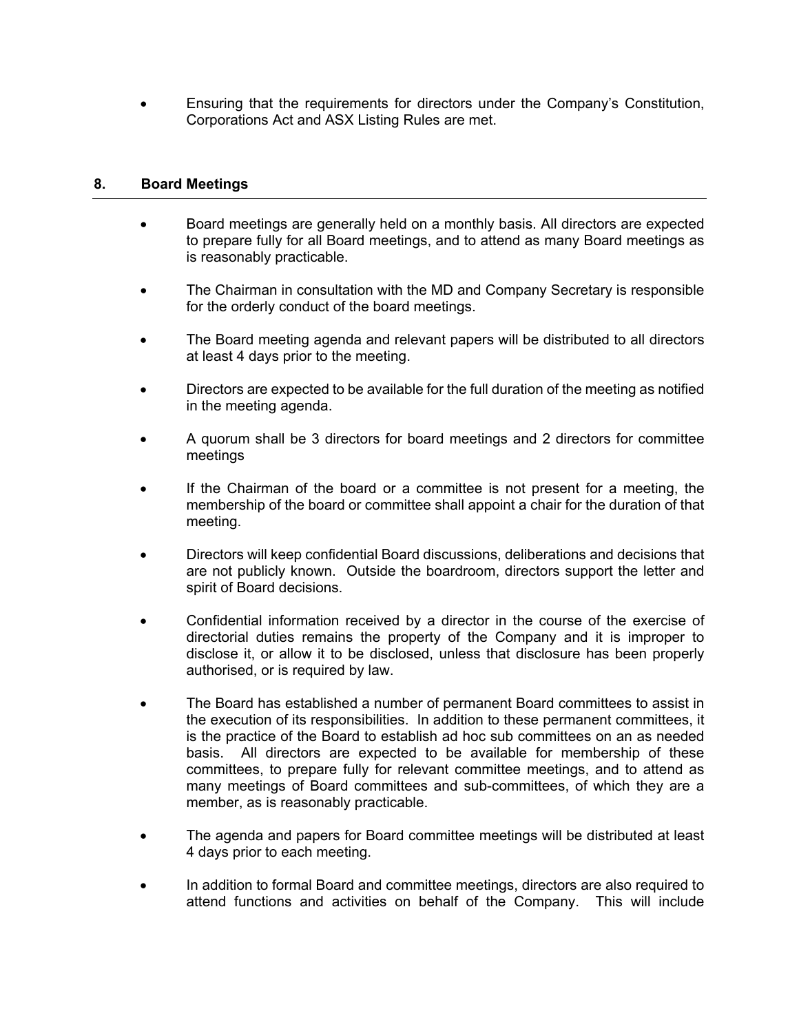- Ensuring that the requirements for directors under the Company's Constitution, Corporations Act and ASX Listing Rules are met.

## 8. Board Meetings

- Board meetings are generally held on a monthly basis. All directors are expected to prepare fully for all Board meetings, and to attend as many Board meetings as is reasonably practicable.
- The Chairman in consultation with the MD and Company Secretary is responsible for the orderly conduct of the board meetings.
- The Board meeting agenda and relevant papers will be distributed to all directors at least 4 days prior to the meeting.
- Directors are expected to be available for the full duration of the meeting as notified in the meeting agenda.
- A quorum shall be 3 directors for board meetings and 2 directors for committee meetings
- If the Chairman of the board or a committee is not present for a meeting, the membership of the board or committee shall appoint a chair for the duration of that meeting.
- Directors will keep confidential Board discussions, deliberations and decisions that are not publicly known. Outside the boardroom, directors support the letter and spirit of Board decisions.
- Confidential information received by a director in the course of the exercise of directorial duties remains the property of the Company and it is improper to disclose it, or allow it to be disclosed, unless that disclosure has been properly authorised, or is required by law.
- The Board has established a number of permanent Board committees to assist in the execution of its responsibilities. In addition to these permanent committees, it is the practice of the Board to establish ad hoc sub committees on an as needed basis. All directors are expected to be available for membership of these committees, to prepare fully for relevant committee meetings, and to attend as many meetings of Board committees and sub-committees, of which they are a member, as is reasonably practicable.
- The agenda and papers for Board committee meetings will be distributed at least 4 days prior to each meeting.
- In addition to formal Board and committee meetings, directors are also required to attend functions and activities on behalf of the Company. This will include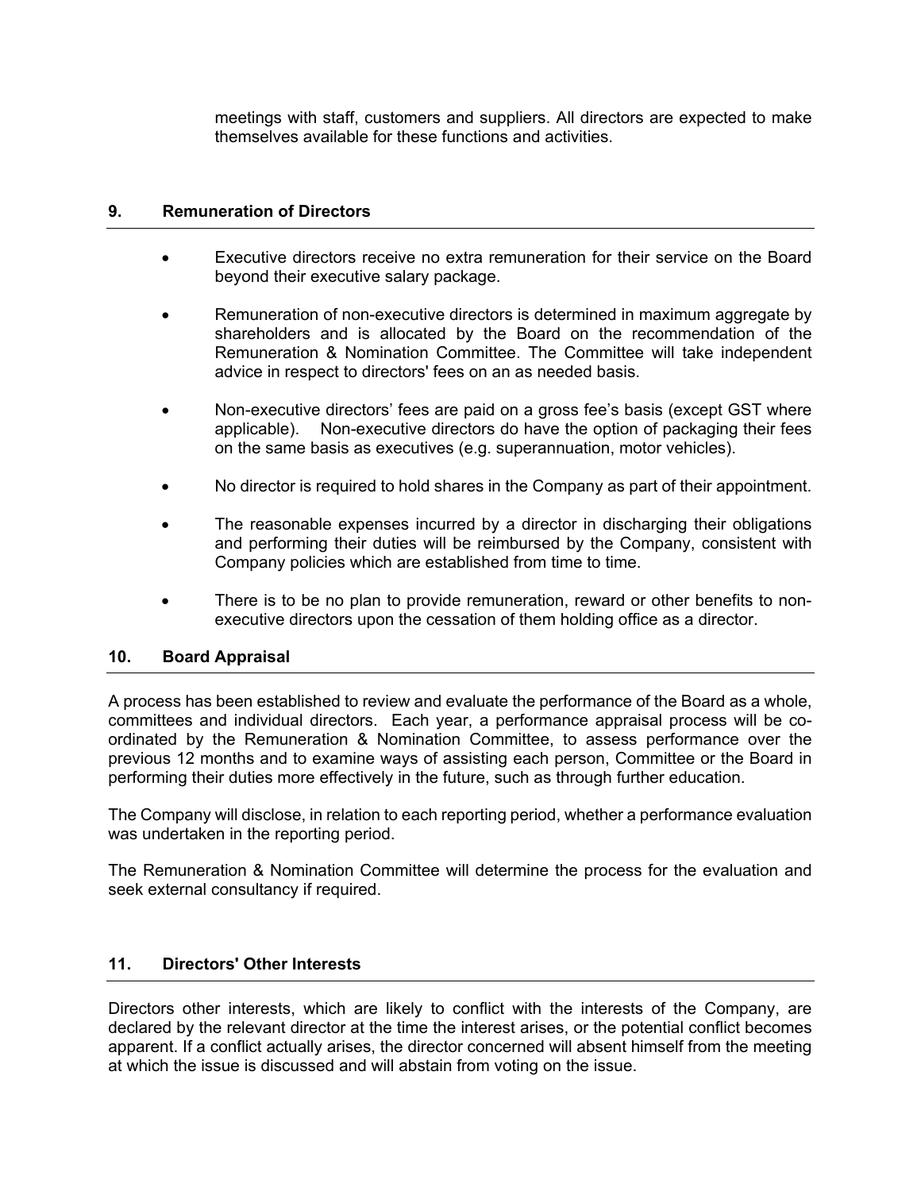meetings with staff, customers and suppliers. All directors are expected to make themselves available for these functions and activities.

## 9. Remuneration of Directors

- Executive directors receive no extra remuneration for their service on the Board beyond their executive salary package.
- Remuneration of non-executive directors is determined in maximum aggregate by shareholders and is allocated by the Board on the recommendation of the Remuneration & Nomination Committee. The Committee will take independent advice in respect to directors' fees on an as needed basis.
- Non-executive directors' fees are paid on a gross fee's basis (except GST where applicable). Non-executive directors do have the option of packaging their fees on the same basis as executives (e.g. superannuation, motor vehicles).
- No director is required to hold shares in the Company as part of their appointment.
- The reasonable expenses incurred by a director in discharging their obligations and performing their duties will be reimbursed by the Company, consistent with Company policies which are established from time to time.
- There is to be no plan to provide remuneration, reward or other benefits to non-executive directors upon the cessation of them holding office as a director.

## 10. Board Appraisal

A process has been established to review and evaluate the performance of the Board as a whole, committees and individual directors. Each year, a performance appraisal process will be co-ordinated by the Remuneration & Nomination Committee, to assess performance over the previous 12 months and to examine ways of assisting each person, Committee or the Board in performing their duties more effectively in the future, such as through further education.

The Company will disclose, in relation to each reporting period, whether a performance evaluation was undertaken in the reporting period.

The Remuneration & Nomination Committee will determine the process for the evaluation and seek external consultancy if required.

## 11. Directors' Other Interests

Directors other interests, which are likely to conflict with the interests of the Company, are declared by the relevant director at the time the interest arises, or the potential conflict becomes apparent. If a conflict actually arises, the director concerned will absent himself from the meeting at which the issue is discussed and will abstain from voting on the issue.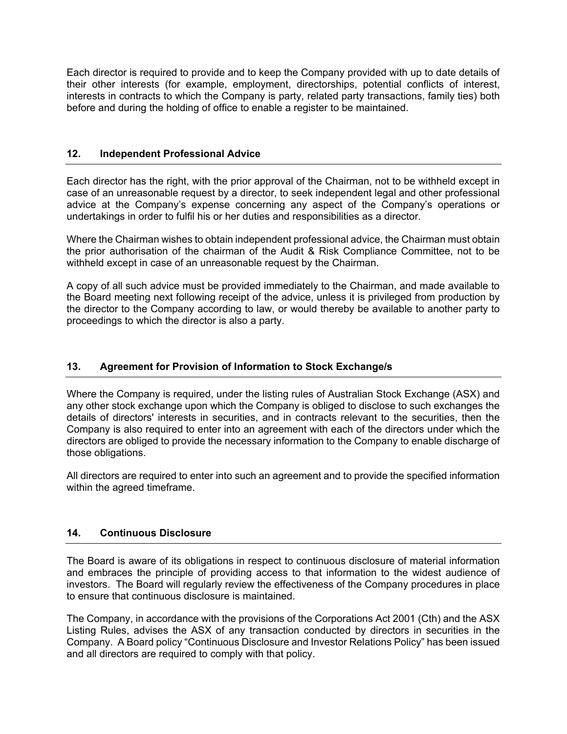Each director is required to provide and to keep the Company provided with up to date details of their other interests (for example, employment, directorships, potential conflicts of interest, interests in contracts to which the Company is party, related party transactions, family ties) both before and during the holding of office to enable a register to be maintained.

## 12. Independent Professional Advice

Each director has the right, with the prior approval of the Chairman, not to be withheld except in case of an unreasonable request by a director, to seek independent legal and other professional advice at the Company's expense concerning any aspect of the Company's operations or undertakings in order to fulfil his or her duties and responsibilities as a director.

Where the Chairman wishes to obtain independent professional advice, the Chairman must obtain the prior authorisation of the chairman of the Audit & Risk Compliance Committee, not to be withheld except in case of an unreasonable request by the Chairman.

A copy of all such advice must be provided immediately to the Chairman, and made available to the Board meeting next following receipt of the advice, unless it is privileged from production by the director to the Company according to law, or would thereby be available to another party to proceedings to which the director is also a party.

## 13. Agreement for Provision of Information to Stock Exchange/s

Where the Company is required, under the listing rules of Australian Stock Exchange (ASX) and any other stock exchange upon which the Company is obliged to disclose to such exchanges the details of directors' interests in securities, and in contracts relevant to the securities, then the Company is also required to enter into an agreement with each of the directors under which the directors are obliged to provide the necessary information to the Company to enable discharge of those obligations.

All directors are required to enter into such an agreement and to provide the specified information within the agreed timeframe.

## 14. Continuous Disclosure

The Board is aware of its obligations in respect to continuous disclosure of material information and embraces the principle of providing access to that information to the widest audience of investors. The Board will regularly review the effectiveness of the Company procedures in place to ensure that continuous disclosure is maintained.

The Company, in accordance with the provisions of the Corporations Act 2001 (Cth) and the ASX Listing Rules, advises the ASX of any transaction conducted by directors in securities in the Company. A Board policy "Continuous Disclosure and Investor Relations Policy" has been issued and all directors are required to comply with that policy.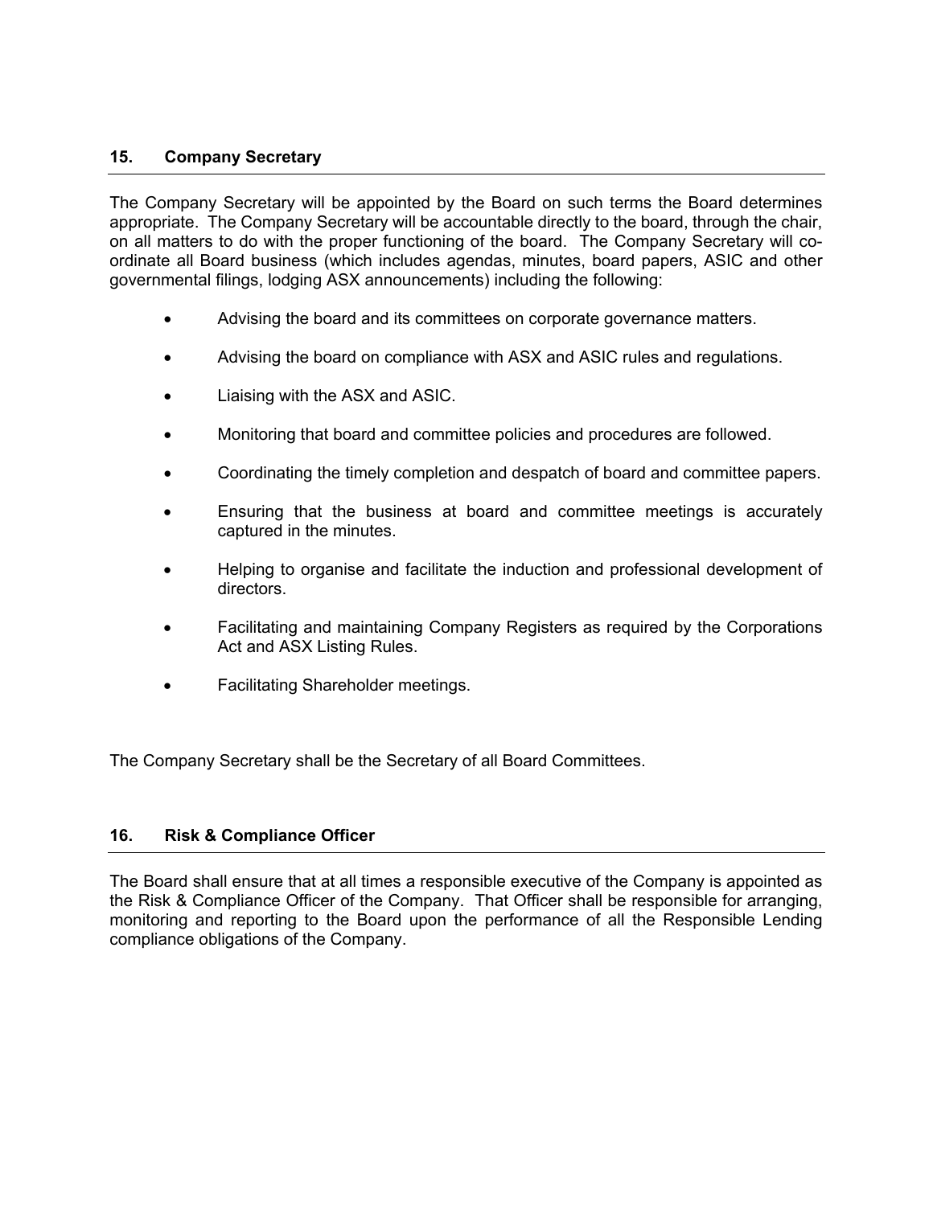## 15. Company Secretary

The Company Secretary will be appointed by the Board on such terms the Board determines appropriate. The Company Secretary will be accountable directly to the board, through the chair, on all matters to do with the proper functioning of the board. The Company Secretary will co-ordinate all Board business (which includes agendas, minutes, board papers, ASIC and other governmental filings, lodging ASX announcements) including the following:

- Advising the board and its committees on corporate governance matters.
- Advising the board on compliance with ASX and ASIC rules and regulations.
- Liaising with the ASX and ASIC.
- Monitoring that board and committee policies and procedures are followed.
- Coordinating the timely completion and despatch of board and committee papers.
- Ensuring that the business at board and committee meetings is accurately captured in the minutes.
- Helping to organise and facilitate the induction and professional development of directors.
- Facilitating and maintaining Company Registers as required by the Corporations Act and ASX Listing Rules.
- Facilitating Shareholder meetings.

The Company Secretary shall be the Secretary of all Board Committees.

## 16. Risk & Compliance Officer

The Board shall ensure that at all times a responsible executive of the Company is appointed as the Risk & Compliance Officer of the Company. That Officer shall be responsible for arranging, monitoring and reporting to the Board upon the performance of all the Responsible Lending compliance obligations of the Company.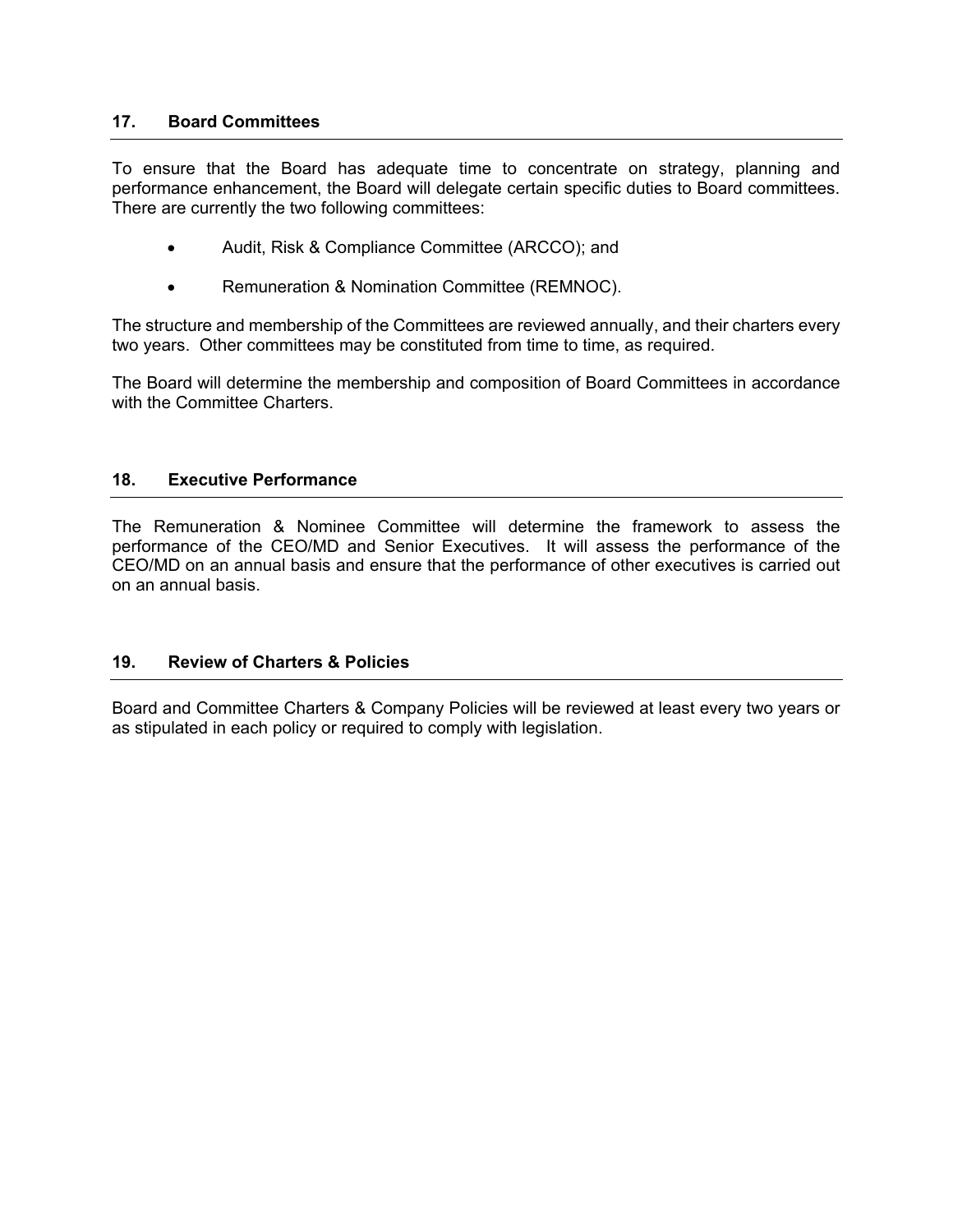## 17. Board Committees

To ensure that the Board has adequate time to concentrate on strategy, planning and performance enhancement, the Board will delegate certain specific duties to Board committees. There are currently the two following committees:

- Audit, Risk & Compliance Committee (ARCCO); and
- Remuneration & Nomination Committee (REMNOC).

The structure and membership of the Committees are reviewed annually, and their charters every two years. Other committees may be constituted from time to time, as required.

The Board will determine the membership and composition of Board Committees in accordance with the Committee Charters.

## 18. Executive Performance

The Remuneration & Nominee Committee will determine the framework to assess the performance of the CEO/MD and Senior Executives. It will assess the performance of the CEO/MD on an annual basis and ensure that the performance of other executives is carried out on an annual basis.

## 19. Review of Charters & Policies

Board and Committee Charters & Company Policies will be reviewed at least every two years or as stipulated in each policy or required to comply with legislation.